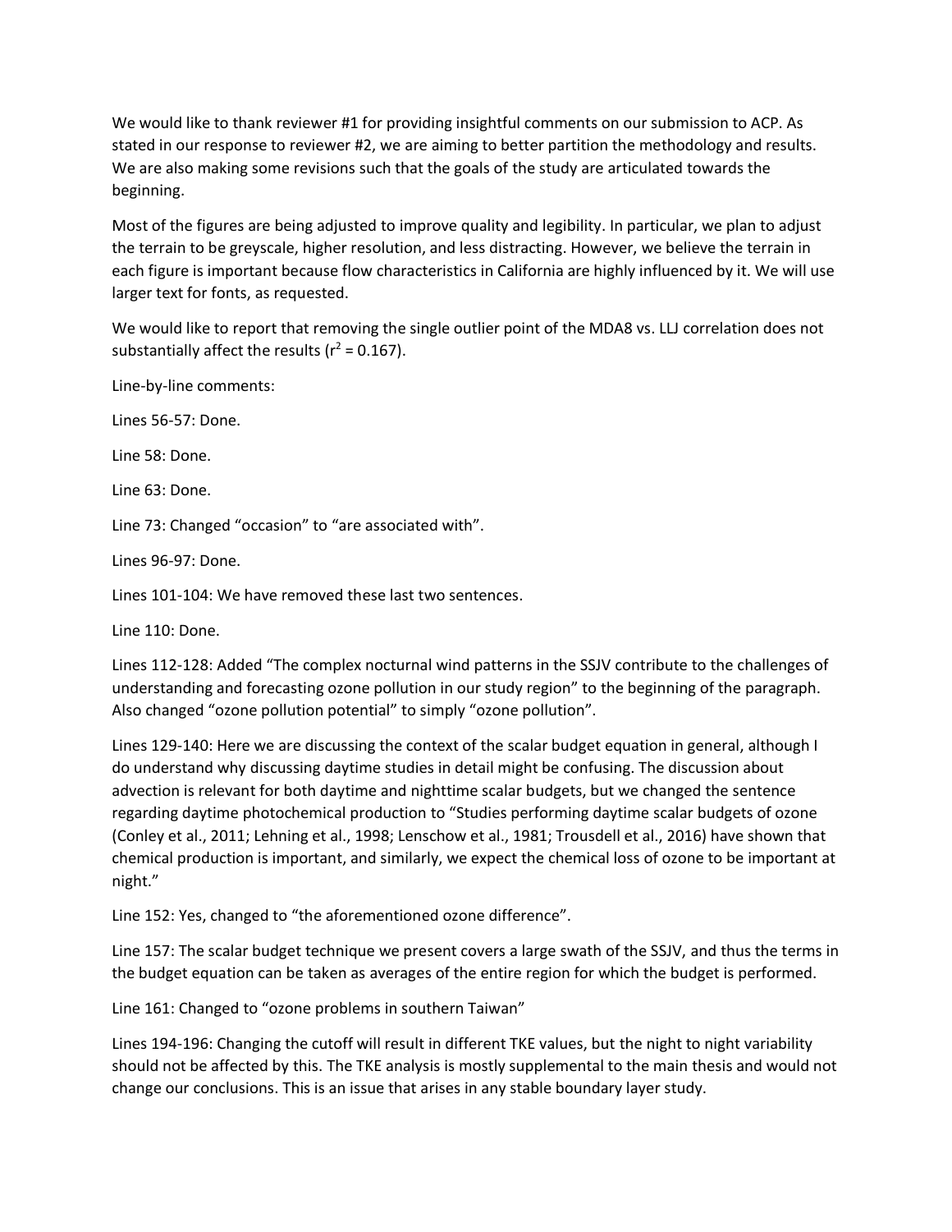We would like to thank reviewer #1 for providing insightful comments on our submission to ACP. As stated in our response to reviewer #2, we are aiming to better partition the methodology and results. We are also making some revisions such that the goals of the study are articulated towards the beginning.

Most of the figures are being adjusted to improve quality and legibility. In particular, we plan to adjust the terrain to be greyscale, higher resolution, and less distracting. However, we believe the terrain in each figure is important because flow characteristics in California are highly influenced by it. We will use larger text for fonts, as requested.

We would like to report that removing the single outlier point of the MDA8 vs. LLJ correlation does not substantially affect the results ($r^2 = 0.167$).

Line-by-line comments:

Lines 56-57: Done.

Line 58: Done.

Line 63: Done.

Line 73: Changed "occasion" to "are associated with".

Lines 96-97: Done.

Lines 101-104: We have removed these last two sentences.

Line 110: Done.

Lines 112-128: Added "The complex nocturnal wind patterns in the SSJV contribute to the challenges of understanding and forecasting ozone pollution in our study region" to the beginning of the paragraph. Also changed "ozone pollution potential" to simply "ozone pollution".

Lines 129-140: Here we are discussing the context of the scalar budget equation in general, although I do understand why discussing daytime studies in detail might be confusing. The discussion about advection is relevant for both daytime and nighttime scalar budgets, but we changed the sentence regarding daytime photochemical production to "Studies performing daytime scalar budgets of ozone (Conley et al., 2011; Lehning et al., 1998; Lenschow et al., 1981; Trousdell et al., 2016) have shown that chemical production is important, and similarly, we expect the chemical loss of ozone to be important at night."

Line 152: Yes, changed to "the aforementioned ozone difference".

Line 157: The scalar budget technique we present covers a large swath of the SSJV, and thus the terms in the budget equation can be taken as averages of the entire region for which the budget is performed.

Line 161: Changed to "ozone problems in southern Taiwan"

Lines 194-196: Changing the cutoff will result in different TKE values, but the night to night variability should not be affected by this. The TKE analysis is mostly supplemental to the main thesis and would not change our conclusions. This is an issue that arises in any stable boundary layer study.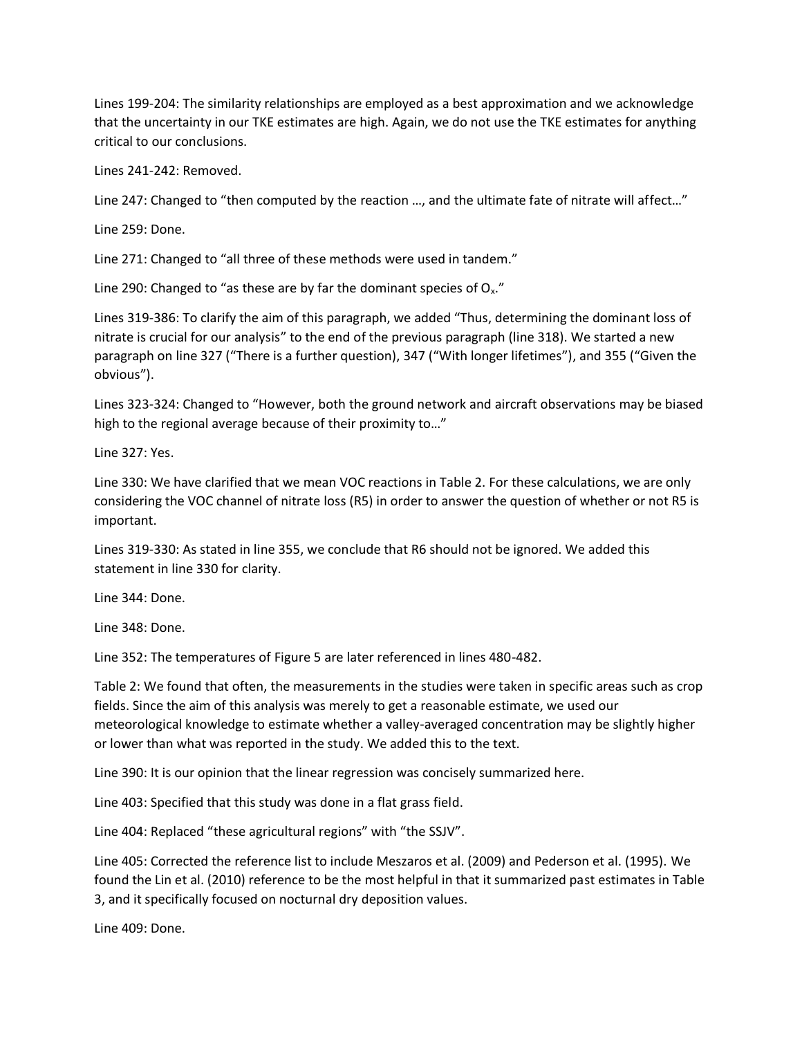Lines 199-204: The similarity relationships are employed as a best approximation and we acknowledge that the uncertainty in our TKE estimates are high. Again, we do not use the TKE estimates for anything critical to our conclusions.

Lines 241-242: Removed.

Line 247: Changed to "then computed by the reaction …, and the ultimate fate of nitrate will affect…"

Line 259: Done.

Line 271: Changed to "all three of these methods were used in tandem."

Line 290: Changed to "as these are by far the dominant species of $O_x$."

Lines 319-386: To clarify the aim of this paragraph, we added "Thus, determining the dominant loss of nitrate is crucial for our analysis" to the end of the previous paragraph (line 318). We started a new paragraph on line 327 ("There is a further question), 347 ("With longer lifetimes"), and 355 ("Given the obvious").

Lines 323-324: Changed to "However, both the ground network and aircraft observations may be biased high to the regional average because of their proximity to…"

Line 327: Yes.

Line 330: We have clarified that we mean VOC reactions in Table 2. For these calculations, we are only considering the VOC channel of nitrate loss (R5) in order to answer the question of whether or not R5 is important.

Lines 319-330: As stated in line 355, we conclude that R6 should not be ignored. We added this statement in line 330 for clarity.

Line 344: Done.

Line 348: Done.

Line 352: The temperatures of Figure 5 are later referenced in lines 480-482.

Table 2: We found that often, the measurements in the studies were taken in specific areas such as crop fields. Since the aim of this analysis was merely to get a reasonable estimate, we used our meteorological knowledge to estimate whether a valley-averaged concentration may be slightly higher or lower than what was reported in the study. We added this to the text.

Line 390: It is our opinion that the linear regression was concisely summarized here.

Line 403: Specified that this study was done in a flat grass field.

Line 404: Replaced "these agricultural regions" with "the SSJV".

Line 405: Corrected the reference list to include Meszaros et al. (2009) and Pederson et al. (1995). We found the Lin et al. (2010) reference to be the most helpful in that it summarized past estimates in Table 3, and it specifically focused on nocturnal dry deposition values.

Line 409: Done.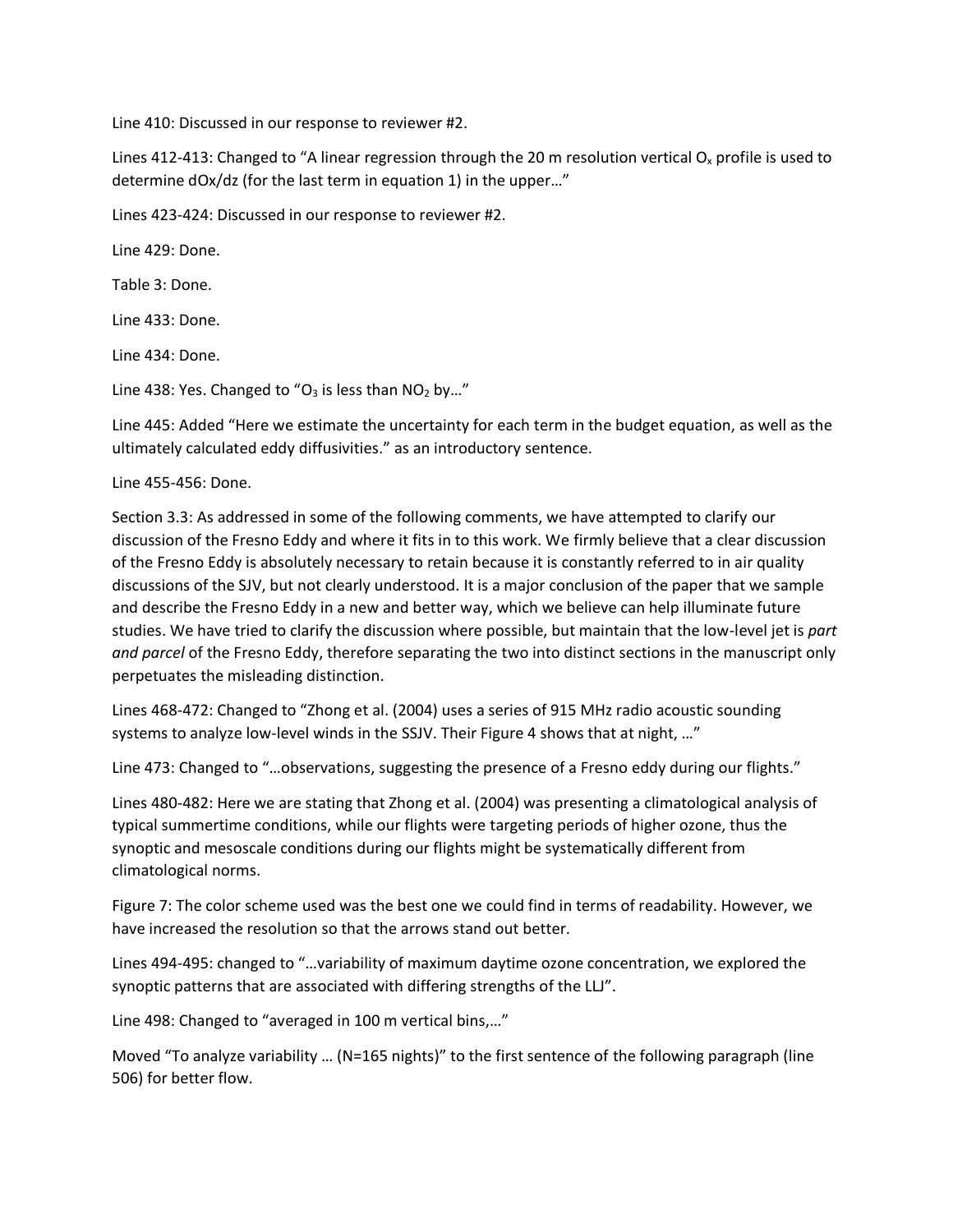Line 410: Discussed in our response to reviewer #2.

Lines 412-413: Changed to "A linear regression through the 20 m resolution vertical $O_x$ profile is used to determine dOx/dz (for the last term in equation 1) in the upper…"

Lines 423-424: Discussed in our response to reviewer #2.

Line 429: Done.

Table 3: Done.

Line 433: Done.

Line 434: Done.

Line 438: Yes. Changed to "$O_3$ is less than $NO_2$ by…"

Line 445: Added "Here we estimate the uncertainty for each term in the budget equation, as well as the ultimately calculated eddy diffusivities." as an introductory sentence.

Line 455-456: Done.

Section 3.3: As addressed in some of the following comments, we have attempted to clarify our discussion of the Fresno Eddy and where it fits in to this work. We firmly believe that a clear discussion of the Fresno Eddy is absolutely necessary to retain because it is constantly referred to in air quality discussions of the SJV, but not clearly understood. It is a major conclusion of the paper that we sample and describe the Fresno Eddy in a new and better way, which we believe can help illuminate future studies. We have tried to clarify the discussion where possible, but maintain that the low-level jet is *part and parcel* of the Fresno Eddy, therefore separating the two into distinct sections in the manuscript only perpetuates the misleading distinction.

Lines 468-472: Changed to "Zhong et al. (2004) uses a series of 915 MHz radio acoustic sounding systems to analyze low-level winds in the SSJV. Their Figure 4 shows that at night, …"

Line 473: Changed to "…observations, suggesting the presence of a Fresno eddy during our flights."

Lines 480-482: Here we are stating that Zhong et al. (2004) was presenting a climatological analysis of typical summertime conditions, while our flights were targeting periods of higher ozone, thus the synoptic and mesoscale conditions during our flights might be systematically different from climatological norms.

Figure 7: The color scheme used was the best one we could find in terms of readability. However, we have increased the resolution so that the arrows stand out better.

Lines 494-495: changed to "…variability of maximum daytime ozone concentration, we explored the synoptic patterns that are associated with differing strengths of the LLJ".

Line 498: Changed to "averaged in 100 m vertical bins,…"

Moved "To analyze variability … (N=165 nights)" to the first sentence of the following paragraph (line 506) for better flow.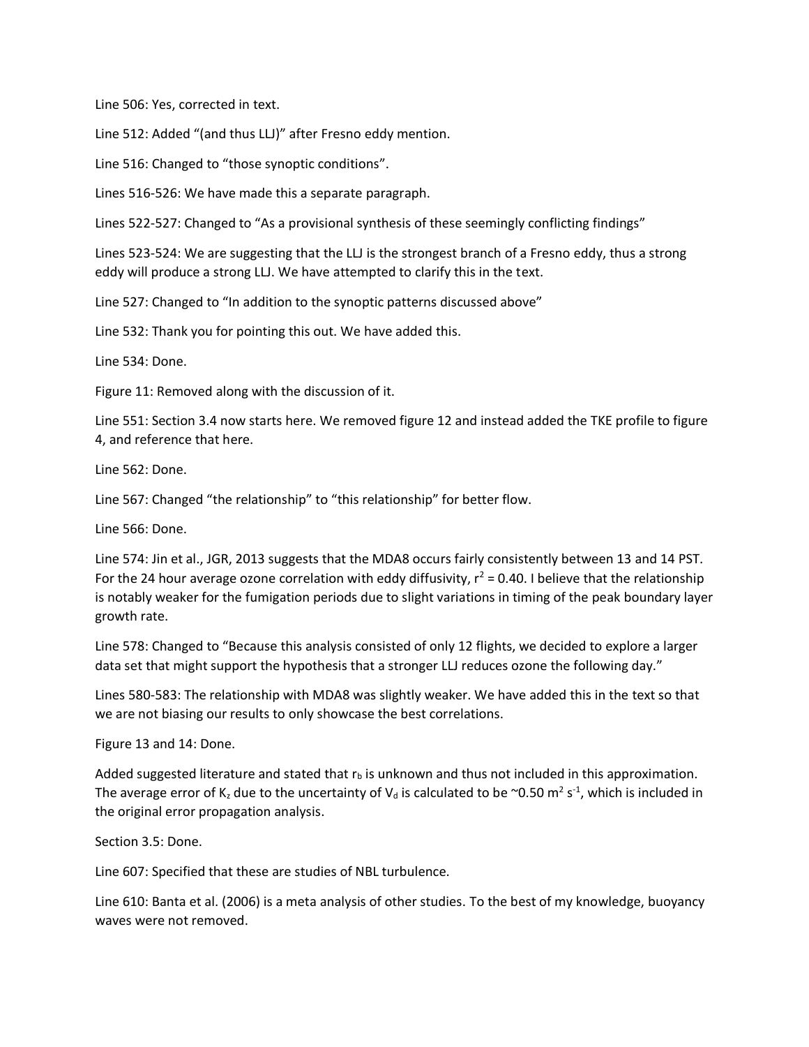Line 506: Yes, corrected in text.

Line 512: Added "(and thus LLJ)" after Fresno eddy mention.

Line 516: Changed to "those synoptic conditions".

Lines 516-526: We have made this a separate paragraph.

Lines 522-527: Changed to "As a provisional synthesis of these seemingly conflicting findings"

Lines 523-524: We are suggesting that the LLJ is the strongest branch of a Fresno eddy, thus a strong eddy will produce a strong LLJ. We have attempted to clarify this in the text.

Line 527: Changed to "In addition to the synoptic patterns discussed above"

Line 532: Thank you for pointing this out. We have added this.

Line 534: Done.

Figure 11: Removed along with the discussion of it.

Line 551: Section 3.4 now starts here. We removed figure 12 and instead added the TKE profile to figure 4, and reference that here.

Line 562: Done.

Line 567: Changed "the relationship" to "this relationship" for better flow.

Line 566: Done.

Line 574: Jin et al., JGR, 2013 suggests that the MDA8 occurs fairly consistently between 13 and 14 PST. For the 24 hour average ozone correlation with eddy diffusivity, $r^2$ = 0.40. I believe that the relationship is notably weaker for the fumigation periods due to slight variations in timing of the peak boundary layer growth rate.

Line 578: Changed to "Because this analysis consisted of only 12 flights, we decided to explore a larger data set that might support the hypothesis that a stronger LLJ reduces ozone the following day."

Lines 580-583: The relationship with MDA8 was slightly weaker. We have added this in the text so that we are not biasing our results to only showcase the best correlations.

Figure 13 and 14: Done.

Added suggested literature and stated that $r_b$ is unknown and thus not included in this approximation. The average error of $K_z$ due to the uncertainty of $V_d$ is calculated to be ~0.50 $m^2 s^{-1}$, which is included in the original error propagation analysis.

Section 3.5: Done.

Line 607: Specified that these are studies of NBL turbulence.

Line 610: Banta et al. (2006) is a meta analysis of other studies. To the best of my knowledge, buoyancy waves were not removed.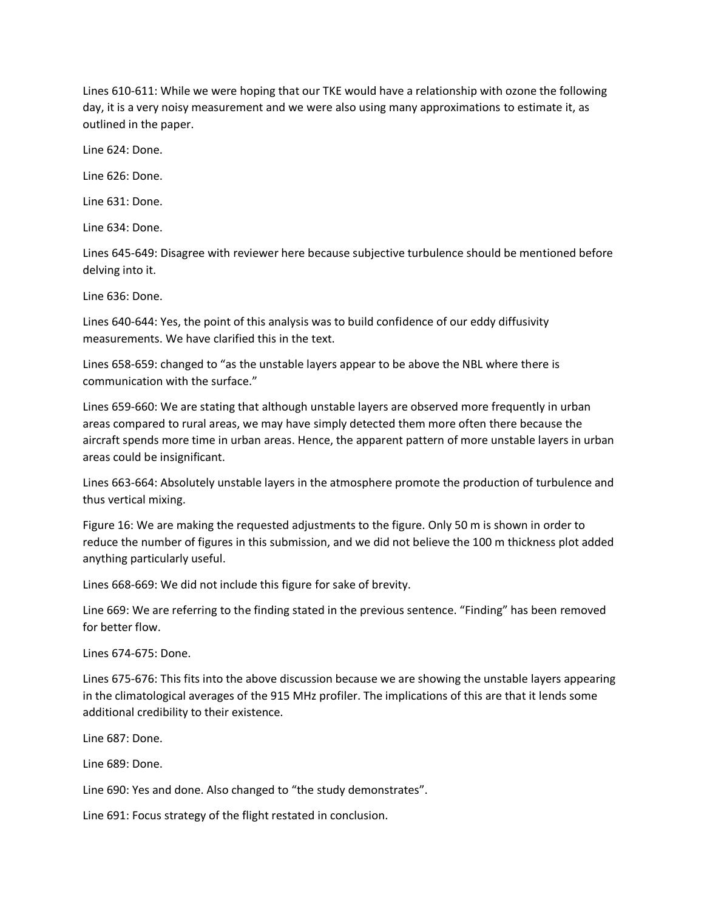Lines 610-611: While we were hoping that our TKE would have a relationship with ozone the following day, it is a very noisy measurement and we were also using many approximations to estimate it, as outlined in the paper.

Line 624: Done.

Line 626: Done.

Line 631: Done.

Line 634: Done.

Lines 645-649: Disagree with reviewer here because subjective turbulence should be mentioned before delving into it.

Line 636: Done.

Lines 640-644: Yes, the point of this analysis was to build confidence of our eddy diffusivity measurements. We have clarified this in the text.

Lines 658-659: changed to "as the unstable layers appear to be above the NBL where there is communication with the surface."

Lines 659-660: We are stating that although unstable layers are observed more frequently in urban areas compared to rural areas, we may have simply detected them more often there because the aircraft spends more time in urban areas. Hence, the apparent pattern of more unstable layers in urban areas could be insignificant.

Lines 663-664: Absolutely unstable layers in the atmosphere promote the production of turbulence and thus vertical mixing.

Figure 16: We are making the requested adjustments to the figure. Only 50 m is shown in order to reduce the number of figures in this submission, and we did not believe the 100 m thickness plot added anything particularly useful.

Lines 668-669: We did not include this figure for sake of brevity.

Line 669: We are referring to the finding stated in the previous sentence. "Finding" has been removed for better flow.

Lines 674-675: Done.

Lines 675-676: This fits into the above discussion because we are showing the unstable layers appearing in the climatological averages of the 915 MHz profiler. The implications of this are that it lends some additional credibility to their existence.

Line 687: Done.

Line 689: Done.

Line 690: Yes and done. Also changed to "the study demonstrates".

Line 691: Focus strategy of the flight restated in conclusion.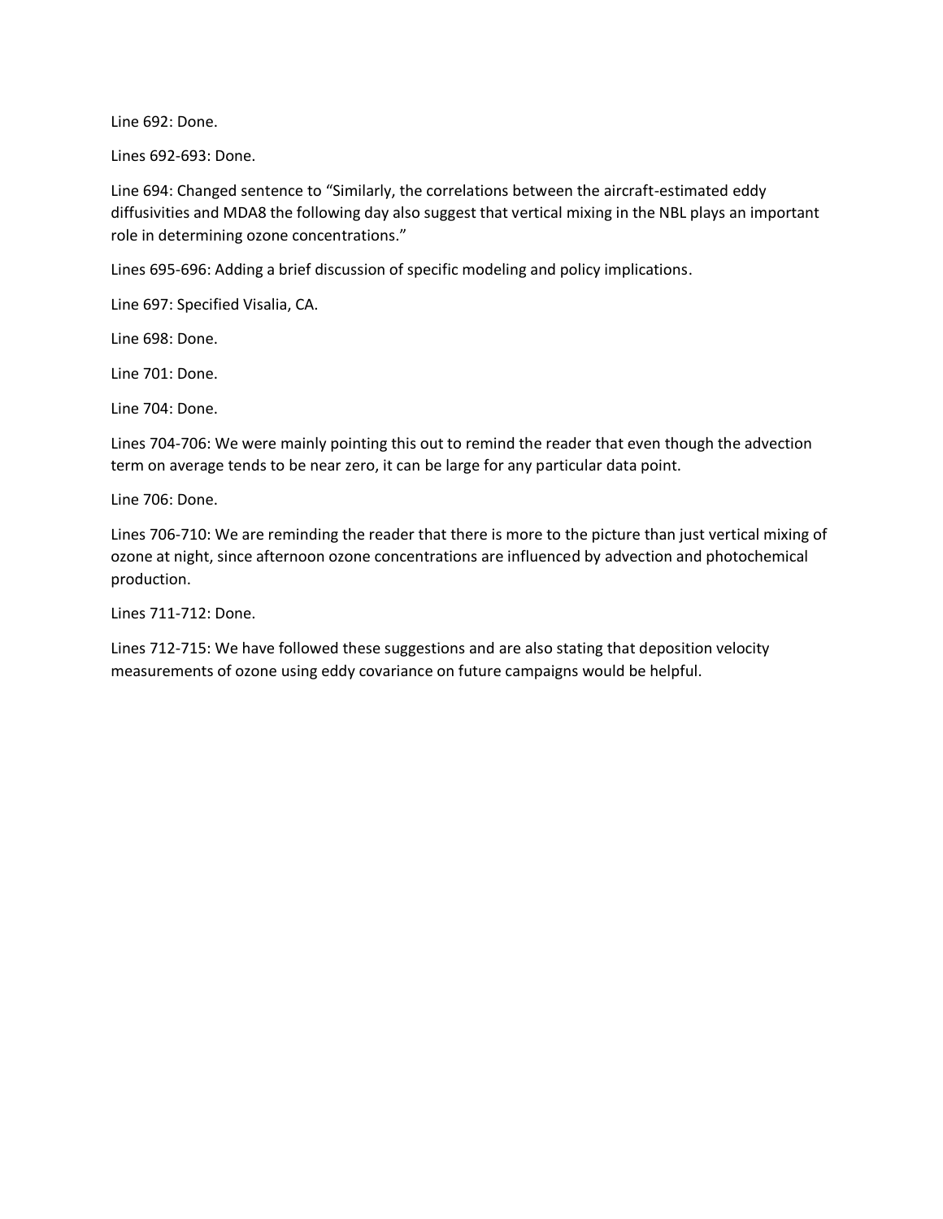Line 692: Done.

Lines 692-693: Done.

Line 694: Changed sentence to "Similarly, the correlations between the aircraft-estimated eddy diffusivities and MDA8 the following day also suggest that vertical mixing in the NBL plays an important role in determining ozone concentrations."

Lines 695-696: Adding a brief discussion of specific modeling and policy implications.

Line 697: Specified Visalia, CA.

Line 698: Done.

Line 701: Done.

Line 704: Done.

Lines 704-706: We were mainly pointing this out to remind the reader that even though the advection term on average tends to be near zero, it can be large for any particular data point.

Line 706: Done.

Lines 706-710: We are reminding the reader that there is more to the picture than just vertical mixing of ozone at night, since afternoon ozone concentrations are influenced by advection and photochemical production.

Lines 711-712: Done.

Lines 712-715: We have followed these suggestions and are also stating that deposition velocity measurements of ozone using eddy covariance on future campaigns would be helpful.